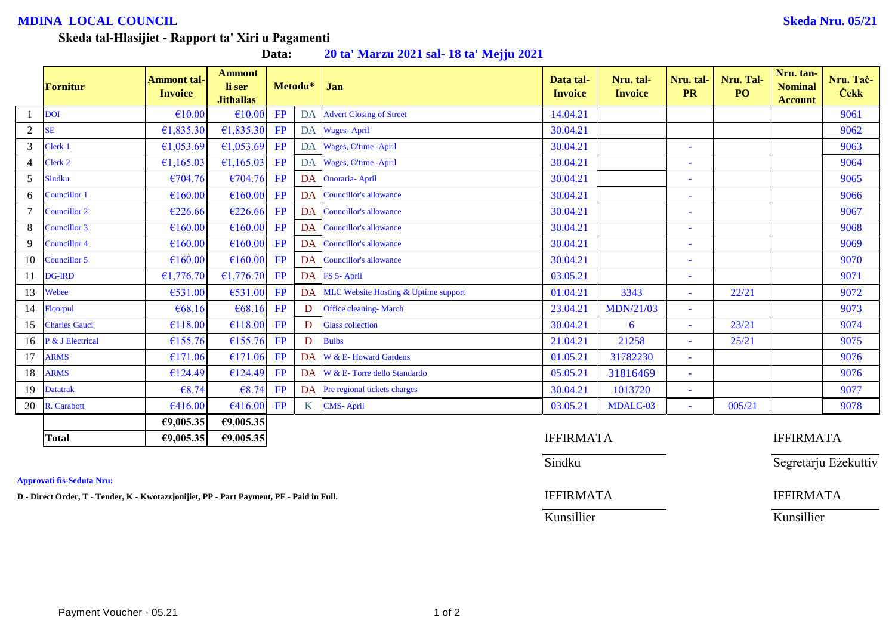**MDINA LOCAL COUNCIL** **Skeda Nru. 05/21**

**Skeda tal-Ħlasijiet - Rapport ta' Xiri u Pagamenti**

**Data: 20 ta' Marzu 2021 sal- 18 ta' Mejju 2021**

| | Fornitur | Ammont tal-Invoice | Ammont li ser Jitħallas | Metodu* | | Jan | Data tal-Invoice | Nru. tal-Invoice | Nru. tal-PR | Nru. Tal-PO | Nru. tan-Nominal Account | Nru. taċ-Ċekk |
|---|---|---|---|---|---|---|---|---|---|---|---|---|
| 1 | DOI | €10.00 | €10.00 | FP | DA | Advert Closing of Street | 14.04.21 | | | | | 9061 |
| 2 | SE | €1,835.30 | €1,835.30 | FP | DA | Wages- April | 30.04.21 | | | | | 9062 |
| 3 | Clerk 1 | €1,053.69 | €1,053.69 | FP | DA | Wages, O'time -April | 30.04.21 | | - | | | 9063 |
| 4 | Clerk 2 | €1,165.03 | €1,165.03 | FP | DA | Wages, O'time -April | 30.04.21 | | - | | | 9064 |
| 5 | Sindku | €704.76 | €704.76 | FP | DA | Onoraria- April | 30.04.21 | | - | | | 9065 |
| 6 | Councillor 1 | €160.00 | €160.00 | FP | DA | Councillor's allowance | 30.04.21 | | - | | | 9066 |
| 7 | Councillor 2 | €226.66 | €226.66 | FP | DA | Councillor's allowance | 30.04.21 | | - | | | 9067 |
| 8 | Councillor 3 | €160.00 | €160.00 | FP | DA | Councillor's allowance | 30.04.21 | | - | | | 9068 |
| 9 | Councillor 4 | €160.00 | €160.00 | FP | DA | Councillor's allowance | 30.04.21 | | - | | | 9069 |
| 10 | Councillor 5 | €160.00 | €160.00 | FP | DA | Councillor's allowance | 30.04.21 | | - | | | 9070 |
| 11 | DG-IRD | €1,776.70 | €1,776.70 | FP | DA | FS 5- April | 03.05.21 | | - | | | 9071 |
| 13 | Webee | €531.00 | €531.00 | FP | DA | MLC Website Hosting & Uptime support | 01.04.21 | 3343 | - | 22/21 | | 9072 |
| 14 | Floorpul | €68.16 | €68.16 | FP | D | Office cleaning- March | 23.04.21 | MDN/21/03 | - | | | 9073 |
| 15 | Charles Gauci | €118.00 | €118.00 | FP | D | Glass collection | 30.04.21 | 6 | - | 23/21 | | 9074 |
| 16 | P & J Electrical | €155.76 | €155.76 | FP | D | Bulbs | 21.04.21 | 21258 | - | 25/21 | | 9075 |
| 17 | ARMS | €171.06 | €171.06 | FP | DA | W & E- Howard Gardens | 01.05.21 | 31782230 | - | | | 9076 |
| 18 | ARMS | €124.49 | €124.49 | FP | DA | W & E- Torre dello Standardo | 05.05.21 | 31816469 | - | | | 9076 |
| 19 | Datatrak | €8.74 | €8.74 | FP | DA | Pre regional tickets charges | 30.04.21 | 1013720 | - | | | 9077 |
| 20 | R. Carabott | €416.00 | €416.00 | FP | K | CMS- April | 03.05.21 | MDALC-03 | - | 005/21 | | 9078 |
| | | €9,005.35 | €9,005.35 | | | | | | | | | |
| | **Total** | €9,005.35 | €9,005.35 | | | | | | | | | |

IFFIRMATA ______________ Sindku

IFFIRMATA ______________ Segretarju Eżekuttiv

IFFIRMATA ______________ Kunsillier

IFFIRMATA ______________ Kunsillier

**Approvati fis-Seduta Nru:**

**D - Direct Order, T - Tender, K - Kwotazzjonijiet, PP - Part Payment, PF - Paid in Full.**

Payment Voucher - 05.21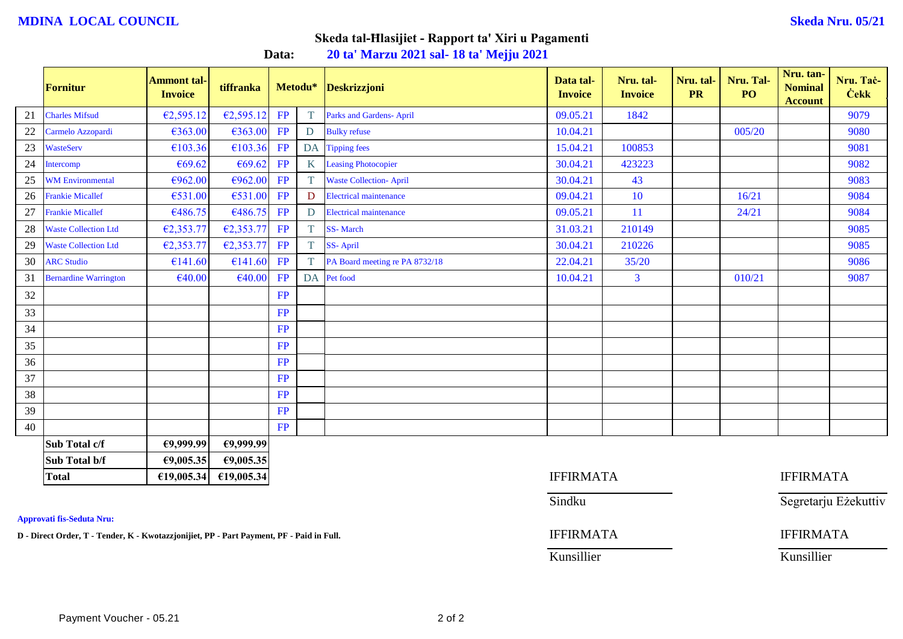**MDINA LOCAL COUNCIL** **Skeda Nru. 05/21**

## Skeda tal-Ħlasijiet - Rapport ta' Xiri u Pagamenti

**Data:** **20 ta' Marzu 2021 sal- 18 ta' Mejju 2021**

| | Fornitur | Ammont tal-Invoice | tiffranka | Metodu* | | Deskrizzjoni | Data tal-Invoice | Nru. tal-Invoice | Nru. tal-PR | Nru. Tal-PO | Nru. tan-Nominal Account | Nru. Taċ-Ċekk |
|---|---|---|---|---|---|---|---|---|---|---|---|---|
| 21 | Charles Mifsud | €2,595.12 | €2,595.12 | FP | T | Parks and Gardens- April | 09.05.21 | 1842 | | | | 9079 |
| 22 | Carmelo Azzopardi | €363.00 | €363.00 | FP | D | Bulky refuse | 10.04.21 | | | 005/20 | | 9080 |
| 23 | WasteServ | €103.36 | €103.36 | FP | DA | Tipping fees | 15.04.21 | 100853 | | | | 9081 |
| 24 | Intercomp | €69.62 | €69.62 | FP | K | Leasing Photocopier | 30.04.21 | 423223 | | | | 9082 |
| 25 | WM Environmental | €962.00 | €962.00 | FP | T | Waste Collection- April | 30.04.21 | 43 | | | | 9083 |
| 26 | Frankie Micallef | €531.00 | €531.00 | FP | D | Electrical maintenance | 09.04.21 | 10 | | 16/21 | | 9084 |
| 27 | Frankie Micallef | €486.75 | €486.75 | FP | D | Electrical maintenance | 09.05.21 | 11 | | 24/21 | | 9084 |
| 28 | Waste Collection Ltd | €2,353.77 | €2,353.77 | FP | T | SS- March | 31.03.21 | 210149 | | | | 9085 |
| 29 | Waste Collection Ltd | €2,353.77 | €2,353.77 | FP | T | SS- April | 30.04.21 | 210226 | | | | 9085 |
| 30 | ARC Studio | €141.60 | €141.60 | FP | T | PA Board meeting re PA 8732/18 | 22.04.21 | 35/20 | | | | 9086 |
| 31 | Bernardine Warrington | €40.00 | €40.00 | FP | DA | Pet food | 10.04.21 | 3 | | 010/21 | | 9087 |
| 32 | | | | FP | | | | | | | | |
| 33 | | | | FP | | | | | | | | |
| 34 | | | | FP | | | | | | | | |
| 35 | | | | FP | | | | | | | | |
| 36 | | | | FP | | | | | | | | |
| 37 | | | | FP | | | | | | | | |
| 38 | | | | FP | | | | | | | | |
| 39 | | | | FP | | | | | | | | |
| 40 | | | | FP | | | | | | | | |
| | **Sub Total c/f** | **€9,999.99** | **€9,999.99** | | | | | | | | | |
| | **Sub Total b/f** | **€9,005.35** | **€9,005.35** | | | | | | | | | |
| | **Total** | **€19,005.34** | **€19,005.34** | | | | | | | | | |

IFFIRMATA ______________ Sindku

IFFIRMATA ______________ Segretarju Eżekuttiv

IFFIRMATA ______________ Kunsillier

IFFIRMATA ______________ Kunsillier

**Approvati fis-Seduta Nru:**

**D - Direct Order, T - Tender, K - Kwotazzjonijiet, PP - Part Payment, PF - Paid in Full.**

Payment Voucher - 05.21